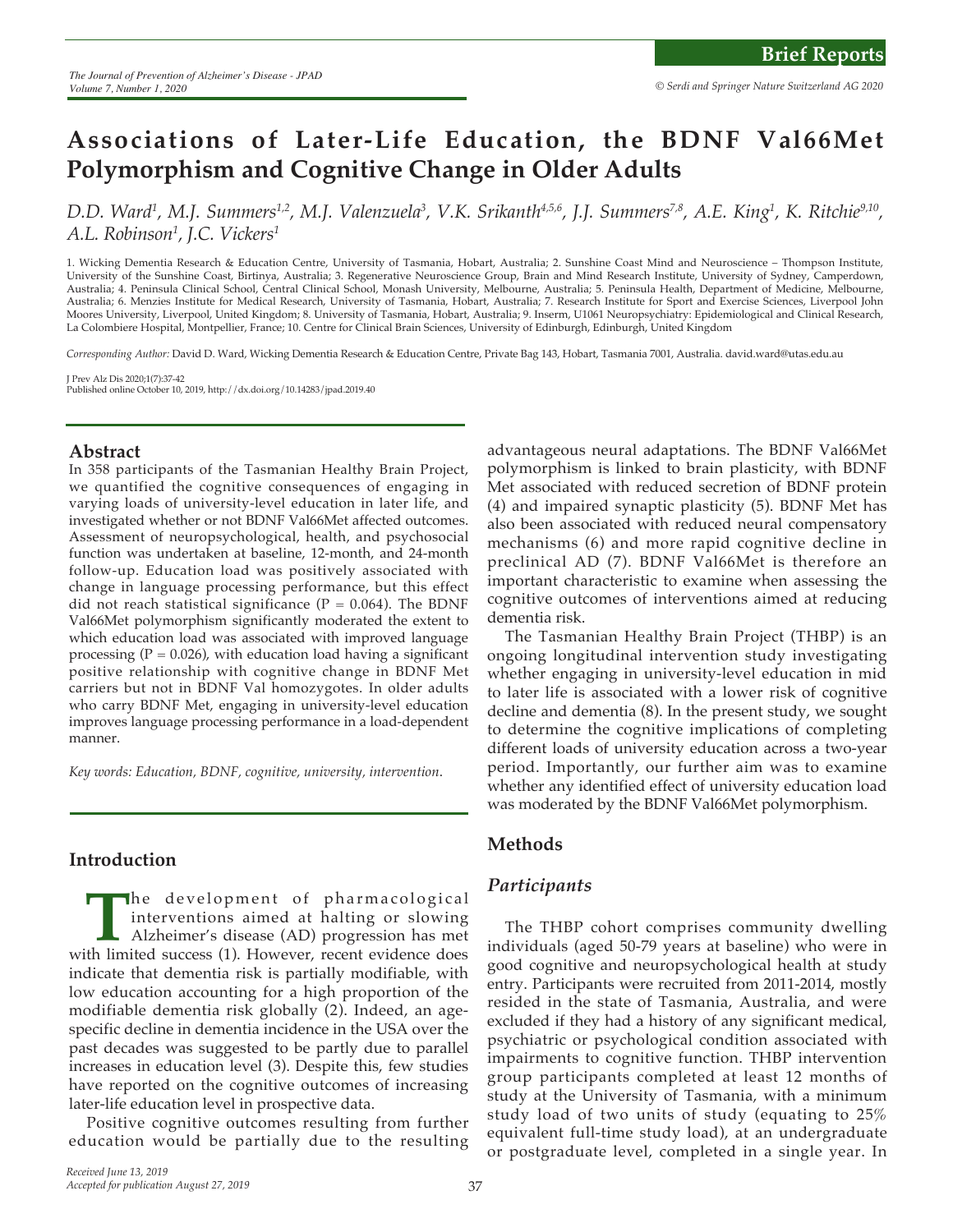# Associations of Later-Life Education, the BDNF Val66Met Polymorphism and Cognitive Change in Older Adults

*D.D. Ward[1], M.J. Summers[1,2], M.J. Valenzuela[3], V.K. Srikanth[4,5,6], J.J. Summers[7,8], A.E. King[1], K. Ritchie[9,10], A.L. Robinson[1], J.C. Vickers[1]*

1. Wicking Dementia Research & Education Centre, University of Tasmania, Hobart, Australia; 2. Sunshine Coast Mind and Neuroscience – Thompson Institute, University of the Sunshine Coast, Birtinya, Australia; 3. Regenerative Neuroscience Group, Brain and Mind Research Institute, University of Sydney, Camperdown, Australia; 4. Peninsula Clinical School, Central Clinical School, Monash University, Melbourne, Australia; 5. Peninsula Health, Department of Medicine, Melbourne, Australia; 6. Menzies Institute for Medical Research, University of Tasmania, Hobart, Australia; 7. Research Institute for Sport and Exercise Sciences, Liverpool John Moores University, Liverpool, United Kingdom; 8. University of Tasmania, Hobart, Australia; 9. Inserm, U1061 Neuropsychiatry: Epidemiological and Clinical Research, La Colombiere Hospital, Montpellier, France; 10. Centre for Clinical Brain Sciences, University of Edinburgh, Edinburgh, United Kingdom

*Corresponding Author:* David D. Ward, Wicking Dementia Research & Education Centre, Private Bag 143, Hobart, Tasmania 7001, Australia. david.ward@utas.edu.au

J Prev Alz Dis 2020;1(7):37-42
Published online October 10, 2019, http://dx.doi.org/10.14283/jpad.2019.40

## Abstract

In 358 participants of the Tasmanian Healthy Brain Project, we quantified the cognitive consequences of engaging in varying loads of university-level education in later life, and investigated whether or not BDNF Val66Met affected outcomes. Assessment of neuropsychological, health, and psychosocial function was undertaken at baseline, 12-month, and 24-month follow-up. Education load was positively associated with change in language processing performance, but this effect did not reach statistical significance ($P = 0.064$). The BDNF Val66Met polymorphism significantly moderated the extent to which education load was associated with improved language processing ($P = 0.026$), with education load having a significant positive relationship with cognitive change in BDNF Met carriers but not in BDNF Val homozygotes. In older adults who carry BDNF Met, engaging in university-level education improves language processing performance in a load-dependent manner.

*Key words: Education, BDNF, cognitive, university, intervention.*

## Introduction

The development of pharmacological interventions aimed at halting or slowing Alzheimer's disease (AD) progression has met with limited success (1). However, recent evidence does indicate that dementia risk is partially modifiable, with low education accounting for a high proportion of the modifiable dementia risk globally (2). Indeed, an age-specific decline in dementia incidence in the USA over the past decades was suggested to be partly due to parallel increases in education level (3). Despite this, few studies have reported on the cognitive outcomes of increasing later-life education level in prospective data.

Positive cognitive outcomes resulting from further education would be partially due to the resulting advantageous neural adaptations. The BDNF Val66Met polymorphism is linked to brain plasticity, with BDNF Met associated with reduced secretion of BDNF protein (4) and impaired synaptic plasticity (5). BDNF Met has also been associated with reduced neural compensatory mechanisms (6) and more rapid cognitive decline in preclinical AD (7). BDNF Val66Met is therefore an important characteristic to examine when assessing the cognitive outcomes of interventions aimed at reducing dementia risk.

The Tasmanian Healthy Brain Project (THBP) is an ongoing longitudinal intervention study investigating whether engaging in university-level education in mid to later life is associated with a lower risk of cognitive decline and dementia (8). In the present study, we sought to determine the cognitive implications of completing different loads of university education across a two-year period. Importantly, our further aim was to examine whether any identified effect of university education load was moderated by the BDNF Val66Met polymorphism.

## Methods

### Participants

The THBP cohort comprises community dwelling individuals (aged 50-79 years at baseline) who were in good cognitive and neuropsychological health at study entry. Participants were recruited from 2011-2014, mostly resided in the state of Tasmania, Australia, and were excluded if they had a history of any significant medical, psychiatric or psychological condition associated with impairments to cognitive function. THBP intervention group participants completed at least 12 months of study at the University of Tasmania, with a minimum study load of two units of study (equating to 25% equivalent full-time study load), at an undergraduate or postgraduate level, completed in a single year. In

*Received June 13, 2019*
*Accepted for publication August 27, 2019*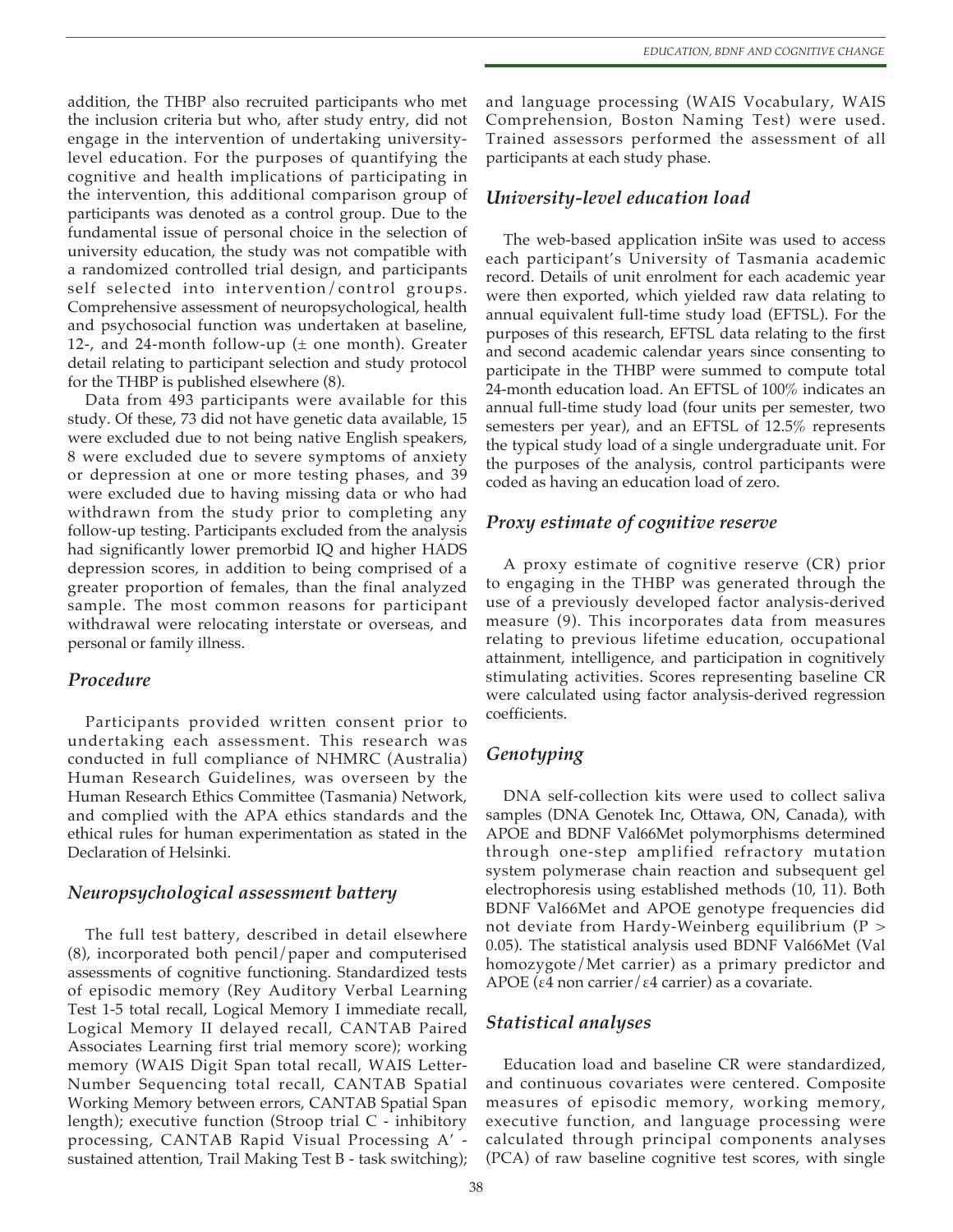addition, the THBP also recruited participants who met the inclusion criteria but who, after study entry, did not engage in the intervention of undertaking university-level education. For the purposes of quantifying the cognitive and health implications of participating in the intervention, this additional comparison group of participants was denoted as a control group. Due to the fundamental issue of personal choice in the selection of university education, the study was not compatible with a randomized controlled trial design, and participants self selected into intervention/control groups. Comprehensive assessment of neuropsychological, health and psychosocial function was undertaken at baseline, 12-, and 24-month follow-up (± one month). Greater detail relating to participant selection and study protocol for the THBP is published elsewhere (8).

Data from 493 participants were available for this study. Of these, 73 did not have genetic data available, 15 were excluded due to not being native English speakers, 8 were excluded due to severe symptoms of anxiety or depression at one or more testing phases, and 39 were excluded due to having missing data or who had withdrawn from the study prior to completing any follow-up testing. Participants excluded from the analysis had significantly lower premorbid IQ and higher HADS depression scores, in addition to being comprised of a greater proportion of females, than the final analyzed sample. The most common reasons for participant withdrawal were relocating interstate or overseas, and personal or family illness.

## Procedure

Participants provided written consent prior to undertaking each assessment. This research was conducted in full compliance of NHMRC (Australia) Human Research Guidelines, was overseen by the Human Research Ethics Committee (Tasmania) Network, and complied with the APA ethics standards and the ethical rules for human experimentation as stated in the Declaration of Helsinki.

## Neuropsychological assessment battery

The full test battery, described in detail elsewhere (8), incorporated both pencil/paper and computerised assessments of cognitive functioning. Standardized tests of episodic memory (Rey Auditory Verbal Learning Test 1-5 total recall, Logical Memory I immediate recall, Logical Memory II delayed recall, CANTAB Paired Associates Learning first trial memory score); working memory (WAIS Digit Span total recall, WAIS Letter-Number Sequencing total recall, CANTAB Spatial Working Memory between errors, CANTAB Spatial Span length); executive function (Stroop trial C - inhibitory processing, CANTAB Rapid Visual Processing A′ - sustained attention, Trail Making Test B - task switching); and language processing (WAIS Vocabulary, WAIS Comprehension, Boston Naming Test) were used. Trained assessors performed the assessment of all participants at each study phase.

## University-level education load

The web-based application inSite was used to access each participant's University of Tasmania academic record. Details of unit enrolment for each academic year were then exported, which yielded raw data relating to annual equivalent full-time study load (EFTSL). For the purposes of this research, EFTSL data relating to the first and second academic calendar years since consenting to participate in the THBP were summed to compute total 24-month education load. An EFTSL of 100% indicates an annual full-time study load (four units per semester, two semesters per year), and an EFTSL of 12.5% represents the typical study load of a single undergraduate unit. For the purposes of the analysis, control participants were coded as having an education load of zero.

## Proxy estimate of cognitive reserve

A proxy estimate of cognitive reserve (CR) prior to engaging in the THBP was generated through the use of a previously developed factor analysis-derived measure (9). This incorporates data from measures relating to previous lifetime education, occupational attainment, intelligence, and participation in cognitively stimulating activities. Scores representing baseline CR were calculated using factor analysis-derived regression coefficients.

## Genotyping

DNA self-collection kits were used to collect saliva samples (DNA Genotek Inc, Ottawa, ON, Canada), with APOE and BDNF Val66Met polymorphisms determined through one-step amplified refractory mutation system polymerase chain reaction and subsequent gel electrophoresis using established methods (10, 11). Both BDNF Val66Met and APOE genotype frequencies did not deviate from Hardy-Weinberg equilibrium ($P > 0.05$). The statistical analysis used BDNF Val66Met (Val homozygote/Met carrier) as a primary predictor and APOE (ε4 non carrier/ε4 carrier) as a covariate.

## Statistical analyses

Education load and baseline CR were standardized, and continuous covariates were centered. Composite measures of episodic memory, working memory, executive function, and language processing were calculated through principal components analyses (PCA) of raw baseline cognitive test scores, with single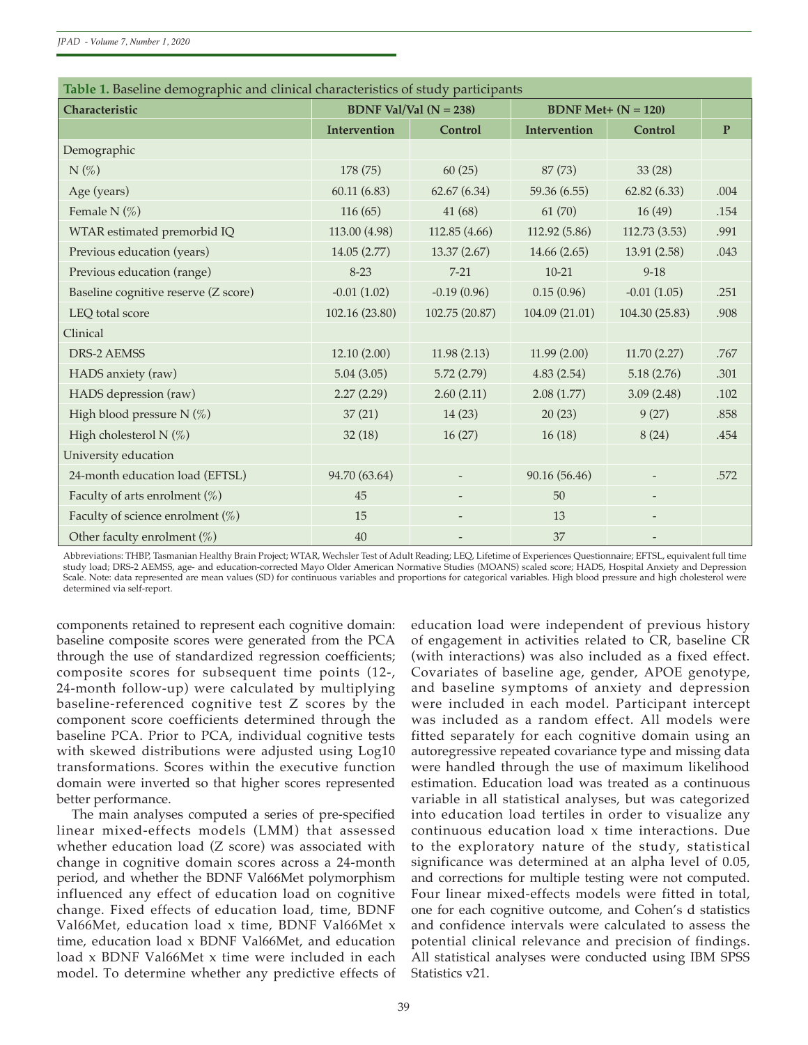**Table 1.** Baseline demographic and clinical characteristics of study participants

| Characteristic | BDNF Val/Val (N = 238) | | BDNF Met+ (N = 120) | | |
|---|---|---|---|---|---|
| | **Intervention** | **Control** | **Intervention** | **Control** | **P** |
| Demographic | | | | | |
| N (%) | 178 (75) | 60 (25) | 87 (73) | 33 (28) | |
| Age (years) | 60.11 (6.83) | 62.67 (6.34) | 59.36 (6.55) | 62.82 (6.33) | .004 |
| Female N (%) | 116 (65) | 41 (68) | 61 (70) | 16 (49) | .154 |
| WTAR estimated premorbid IQ | 113.00 (4.98) | 112.85 (4.66) | 112.92 (5.86) | 112.73 (3.53) | .991 |
| Previous education (years) | 14.05 (2.77) | 13.37 (2.67) | 14.66 (2.65) | 13.91 (2.58) | .043 |
| Previous education (range) | 8-23 | 7-21 | 10-21 | 9-18 | |
| Baseline cognitive reserve (Z score) | -0.01 (1.02) | -0.19 (0.96) | 0.15 (0.96) | -0.01 (1.05) | .251 |
| LEQ total score | 102.16 (23.80) | 102.75 (20.87) | 104.09 (21.01) | 104.30 (25.83) | .908 |
| Clinical | | | | | |
| DRS-2 AEMSS | 12.10 (2.00) | 11.98 (2.13) | 11.99 (2.00) | 11.70 (2.27) | .767 |
| HADS anxiety (raw) | 5.04 (3.05) | 5.72 (2.79) | 4.83 (2.54) | 5.18 (2.76) | .301 |
| HADS depression (raw) | 2.27 (2.29) | 2.60 (2.11) | 2.08 (1.77) | 3.09 (2.48) | .102 |
| High blood pressure N (%) | 37 (21) | 14 (23) | 20 (23) | 9 (27) | .858 |
| High cholesterol N (%) | 32 (18) | 16 (27) | 16 (18) | 8 (24) | .454 |
| University education | | | | | |
| 24-month education load (EFTSL) | 94.70 (63.64) | - | 90.16 (56.46) | - | .572 |
| Faculty of arts enrolment (%) | 45 | - | 50 | - | |
| Faculty of science enrolment (%) | 15 | - | 13 | - | |
| Other faculty enrolment (%) | 40 | - | 37 | - | |

Abbreviations: THBP, Tasmanian Healthy Brain Project; WTAR, Wechsler Test of Adult Reading; LEQ, Lifetime of Experiences Questionnaire; EFTSL, equivalent full time study load; DRS-2 AEMSS, age- and education-corrected Mayo Older American Normative Studies (MOANS) scaled score; HADS, Hospital Anxiety and Depression Scale. Note: data represented are mean values (SD) for continuous variables and proportions for categorical variables. High blood pressure and high cholesterol were determined via self-report.

components retained to represent each cognitive domain: baseline composite scores were generated from the PCA through the use of standardized regression coefficients; composite scores for subsequent time points (12-, 24-month follow-up) were calculated by multiplying baseline-referenced cognitive test Z scores by the component score coefficients determined through the baseline PCA. Prior to PCA, individual cognitive tests with skewed distributions were adjusted using Log10 transformations. Scores within the executive function domain were inverted so that higher scores represented better performance.

The main analyses computed a series of pre-specified linear mixed-effects models (LMM) that assessed whether education load (Z score) was associated with change in cognitive domain scores across a 24-month period, and whether the BDNF Val66Met polymorphism influenced any effect of education load on cognitive change. Fixed effects of education load, time, BDNF Val66Met, education load x time, BDNF Val66Met x time, education load x BDNF Val66Met, and education load x BDNF Val66Met x time were included in each model. To determine whether any predictive effects of education load were independent of previous history of engagement in activities related to CR, baseline CR (with interactions) was also included as a fixed effect. Covariates of baseline age, gender, APOE genotype, and baseline symptoms of anxiety and depression were included in each model. Participant intercept was included as a random effect. All models were fitted separately for each cognitive domain using an autoregressive repeated covariance type and missing data were handled through the use of maximum likelihood estimation. Education load was treated as a continuous variable in all statistical analyses, but was categorized into education load tertiles in order to visualize any continuous education load x time interactions. Due to the exploratory nature of the study, statistical significance was determined at an alpha level of 0.05, and corrections for multiple testing were not computed. Four linear mixed-effects models were fitted in total, one for each cognitive outcome, and Cohen's d statistics and confidence intervals were calculated to assess the potential clinical relevance and precision of findings. All statistical analyses were conducted using IBM SPSS Statistics v21.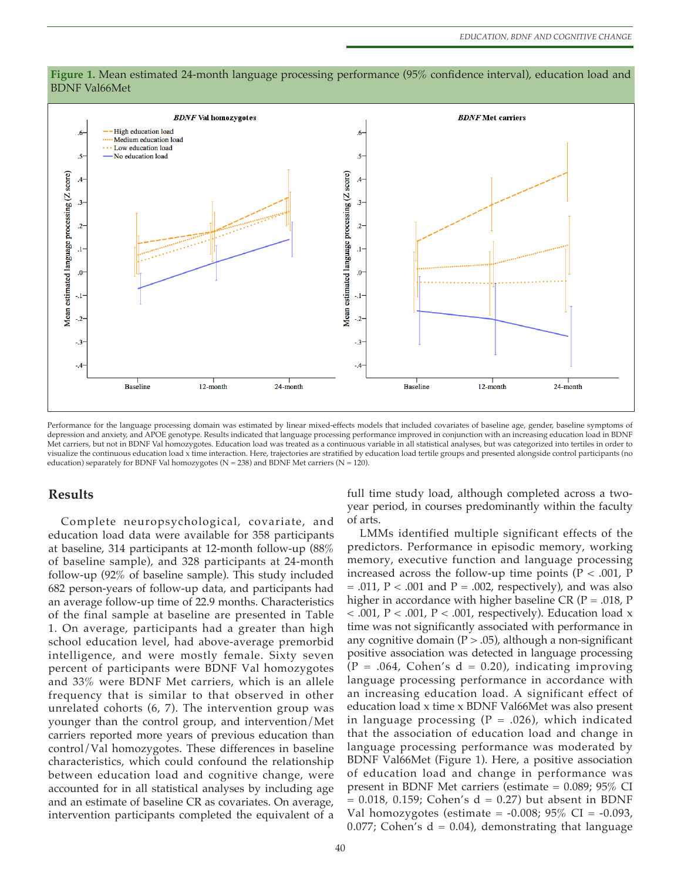**Figure 1.** Mean estimated 24-month language processing performance (95% confidence interval), education load and BDNF Val66Met

Performance for the language processing domain was estimated by linear mixed-effects models that included covariates of baseline age, gender, baseline symptoms of depression and anxiety, and APOE genotype. Results indicated that language processing performance improved in conjunction with an increasing education load in BDNF Met carriers, but not in BDNF Val homozygotes. Education load was treated as a continuous variable in all statistical analyses, but was categorized into tertiles in order to visualize the continuous education load x time interaction. Here, trajectories are stratified by education load tertile groups and presented alongside control participants (no education) separately for BDNF Val homozygotes (N = 238) and BDNF Met carriers (N = 120).

## Results

Complete neuropsychological, covariate, and education load data were available for 358 participants at baseline, 314 participants at 12-month follow-up (88% of baseline sample), and 328 participants at 24-month follow-up (92% of baseline sample). This study included 682 person-years of follow-up data, and participants had an average follow-up time of 22.9 months. Characteristics of the final sample at baseline are presented in Table 1. On average, participants had a greater than high school education level, had above-average premorbid intelligence, and were mostly female. Sixty seven percent of participants were BDNF Val homozygotes and 33% were BDNF Met carriers, which is an allele frequency that is similar to that observed in other unrelated cohorts (6, 7). The intervention group was younger than the control group, and intervention/Met carriers reported more years of previous education than control/Val homozygotes. These differences in baseline characteristics, which could confound the relationship between education load and cognitive change, were accounted for in all statistical analyses by including age and an estimate of baseline CR as covariates. On average, intervention participants completed the equivalent of a full time study load, although completed across a two-year period, in courses predominantly within the faculty of arts.

LMMs identified multiple significant effects of the predictors. Performance in episodic memory, working memory, executive function and language processing increased across the follow-up time points ($P < .001$, $P = .011$, $P < .001$ and $P = .002$, respectively), and was also higher in accordance with higher baseline CR ($P = .018$, $P < .001$, $P < .001$, $P < .001$, respectively). Education load x time was not significantly associated with performance in any cognitive domain ($P > .05$), although a non-significant positive association was detected in language processing ($P = .064$, Cohen's $d = 0.20$), indicating improving language processing performance in accordance with an increasing education load. A significant effect of education load x time x BDNF Val66Met was also present in language processing ($P = .026$), which indicated that the association of education load and change in language processing performance was moderated by BDNF Val66Met (Figure 1). Here, a positive association of education load and change in performance was present in BDNF Met carriers (estimate = 0.089; 95% CI = 0.018, 0.159; Cohen's $d = 0.27$) but absent in BDNF Val homozygotes (estimate = -0.008; 95% CI = -0.093, 0.077; Cohen's $d = 0.04$), demonstrating that language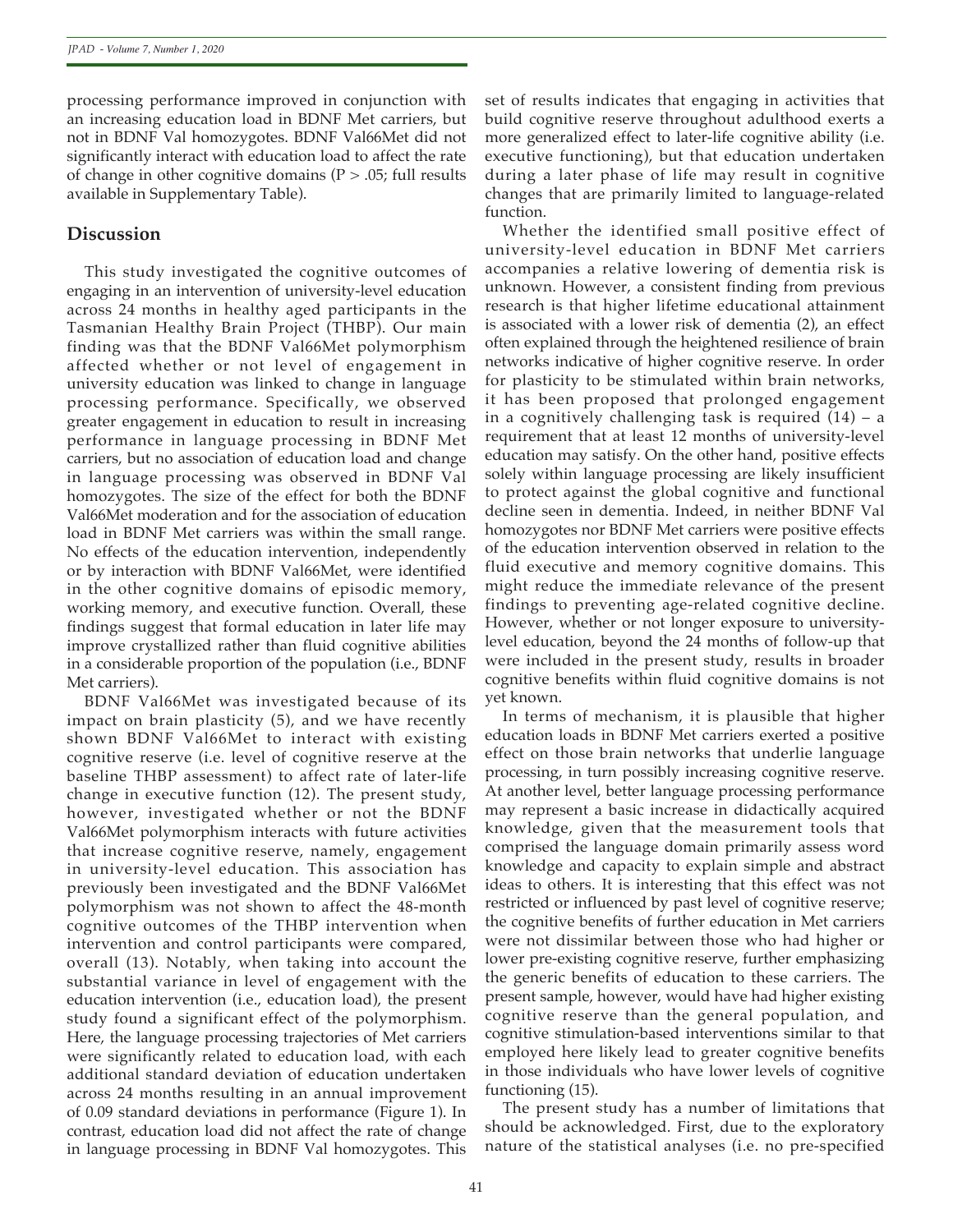processing performance improved in conjunction with an increasing education load in BDNF Met carriers, but not in BDNF Val homozygotes. BDNF Val66Met did not significantly interact with education load to affect the rate of change in other cognitive domains ($P > .05$; full results available in Supplementary Table).

## Discussion

This study investigated the cognitive outcomes of engaging in an intervention of university-level education across 24 months in healthy aged participants in the Tasmanian Healthy Brain Project (THBP). Our main finding was that the BDNF Val66Met polymorphism affected whether or not level of engagement in university education was linked to change in language processing performance. Specifically, we observed greater engagement in education to result in increasing performance in language processing in BDNF Met carriers, but no association of education load and change in language processing was observed in BDNF Val homozygotes. The size of the effect for both the BDNF Val66Met moderation and for the association of education load in BDNF Met carriers was within the small range. No effects of the education intervention, independently or by interaction with BDNF Val66Met, were identified in the other cognitive domains of episodic memory, working memory, and executive function. Overall, these findings suggest that formal education in later life may improve crystallized rather than fluid cognitive abilities in a considerable proportion of the population (i.e., BDNF Met carriers).

BDNF Val66Met was investigated because of its impact on brain plasticity (5), and we have recently shown BDNF Val66Met to interact with existing cognitive reserve (i.e. level of cognitive reserve at the baseline THBP assessment) to affect rate of later-life change in executive function (12). The present study, however, investigated whether or not the BDNF Val66Met polymorphism interacts with future activities that increase cognitive reserve, namely, engagement in university-level education. This association has previously been investigated and the BDNF Val66Met polymorphism was not shown to affect the 48-month cognitive outcomes of the THBP intervention when intervention and control participants were compared, overall (13). Notably, when taking into account the substantial variance in level of engagement with the education intervention (i.e., education load), the present study found a significant effect of the polymorphism. Here, the language processing trajectories of Met carriers were significantly related to education load, with each additional standard deviation of education undertaken across 24 months resulting in an annual improvement of 0.09 standard deviations in performance (Figure 1). In contrast, education load did not affect the rate of change in language processing in BDNF Val homozygotes. This set of results indicates that engaging in activities that build cognitive reserve throughout adulthood exerts a more generalized effect to later-life cognitive ability (i.e. executive functioning), but that education undertaken during a later phase of life may result in cognitive changes that are primarily limited to language-related function.

Whether the identified small positive effect of university-level education in BDNF Met carriers accompanies a relative lowering of dementia risk is unknown. However, a consistent finding from previous research is that higher lifetime educational attainment is associated with a lower risk of dementia (2), an effect often explained through the heightened resilience of brain networks indicative of higher cognitive reserve. In order for plasticity to be stimulated within brain networks, it has been proposed that prolonged engagement in a cognitively challenging task is required (14) – a requirement that at least 12 months of university-level education may satisfy. On the other hand, positive effects solely within language processing are likely insufficient to protect against the global cognitive and functional decline seen in dementia. Indeed, in neither BDNF Val homozygotes nor BDNF Met carriers were positive effects of the education intervention observed in relation to the fluid executive and memory cognitive domains. This might reduce the immediate relevance of the present findings to preventing age-related cognitive decline. However, whether or not longer exposure to university-level education, beyond the 24 months of follow-up that were included in the present study, results in broader cognitive benefits within fluid cognitive domains is not yet known.

In terms of mechanism, it is plausible that higher education loads in BDNF Met carriers exerted a positive effect on those brain networks that underlie language processing, in turn possibly increasing cognitive reserve. At another level, better language processing performance may represent a basic increase in didactically acquired knowledge, given that the measurement tools that comprised the language domain primarily assess word knowledge and capacity to explain simple and abstract ideas to others. It is interesting that this effect was not restricted or influenced by past level of cognitive reserve; the cognitive benefits of further education in Met carriers were not dissimilar between those who had higher or lower pre-existing cognitive reserve, further emphasizing the generic benefits of education to these carriers. The present sample, however, would have had higher existing cognitive reserve than the general population, and cognitive stimulation-based interventions similar to that employed here likely lead to greater cognitive benefits in those individuals who have lower levels of cognitive functioning (15).

The present study has a number of limitations that should be acknowledged. First, due to the exploratory nature of the statistical analyses (i.e. no pre-specified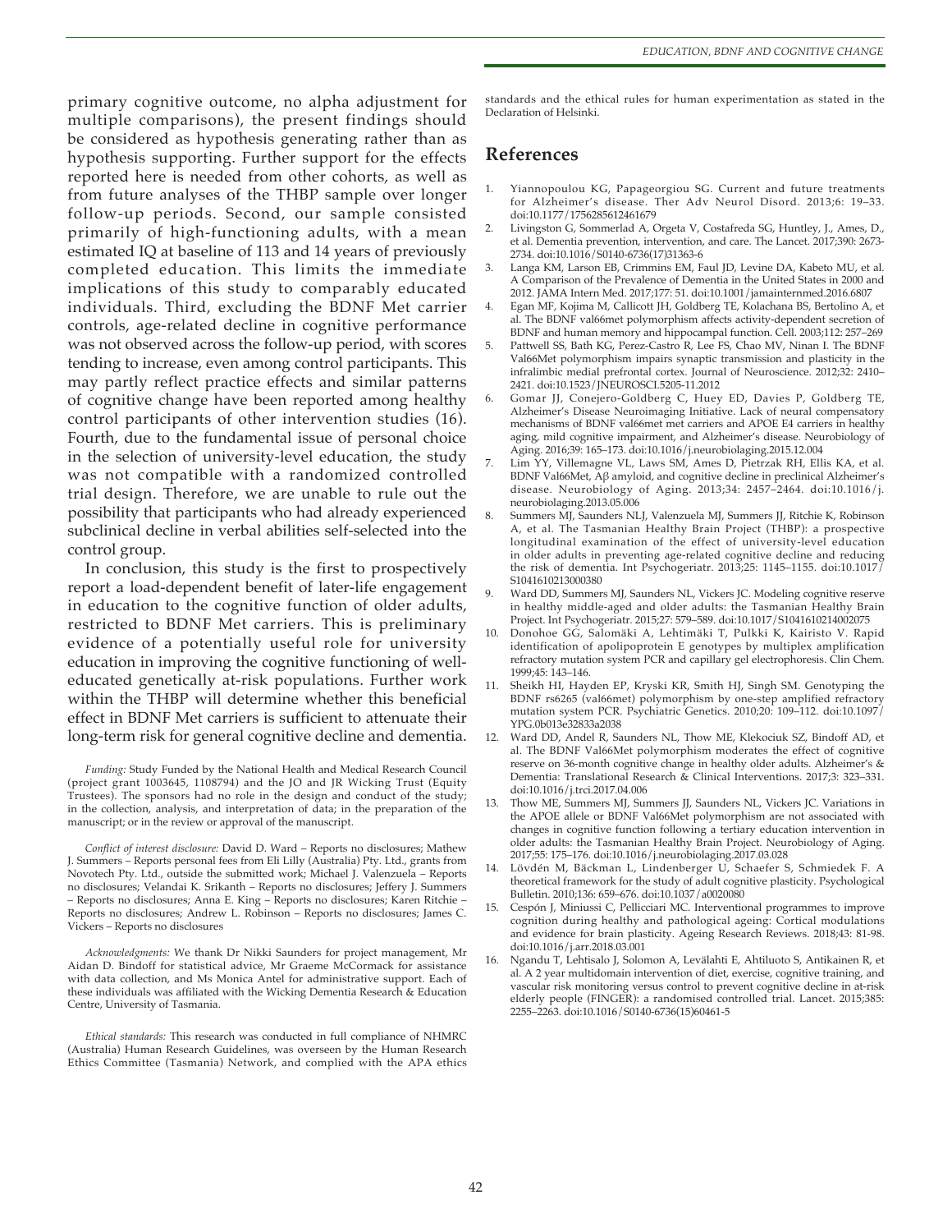primary cognitive outcome, no alpha adjustment for multiple comparisons), the present findings should be considered as hypothesis generating rather than as hypothesis supporting. Further support for the effects reported here is needed from other cohorts, as well as from future analyses of the THBP sample over longer follow-up periods. Second, our sample consisted primarily of high-functioning adults, with a mean estimated IQ at baseline of 113 and 14 years of previously completed education. This limits the immediate implications of this study to comparably educated individuals. Third, excluding the BDNF Met carrier controls, age-related decline in cognitive performance was not observed across the follow-up period, with scores tending to increase, even among control participants. This may partly reflect practice effects and similar patterns of cognitive change have been reported among healthy control participants of other intervention studies (16). Fourth, due to the fundamental issue of personal choice in the selection of university-level education, the study was not compatible with a randomized controlled trial design. Therefore, we are unable to rule out the possibility that participants who had already experienced subclinical decline in verbal abilities self-selected into the control group.

In conclusion, this study is the first to prospectively report a load-dependent benefit of later-life engagement in education to the cognitive function of older adults, restricted to BDNF Met carriers. This is preliminary evidence of a potentially useful role for university education in improving the cognitive functioning of well-educated genetically at-risk populations. Further work within the THBP will determine whether this beneficial effect in BDNF Met carriers is sufficient to attenuate their long-term risk for general cognitive decline and dementia.

*Funding:* Study Funded by the National Health and Medical Research Council (project grant 1003645, 1108794) and the JO and JR Wicking Trust (Equity Trustees). The sponsors had no role in the design and conduct of the study; in the collection, analysis, and interpretation of data; in the preparation of the manuscript; or in the review or approval of the manuscript.

*Conflict of interest disclosure:* David D. Ward – Reports no disclosures; Mathew J. Summers – Reports personal fees from Eli Lilly (Australia) Pty. Ltd., grants from Novotech Pty. Ltd., outside the submitted work; Michael J. Valenzuela – Reports no disclosures; Velandai K. Srikanth – Reports no disclosures; Jeffery J. Summers – Reports no disclosures; Anna E. King – Reports no disclosures; Karen Ritchie – Reports no disclosures; Andrew L. Robinson – Reports no disclosures; James C. Vickers – Reports no disclosures

*Acknowledgments:* We thank Dr Nikki Saunders for project management, Mr Aidan D. Bindoff for statistical advice, Mr Graeme McCormack for assistance with data collection, and Ms Monica Antel for administrative support. Each of these individuals was affiliated with the Wicking Dementia Research & Education Centre, University of Tasmania.

*Ethical standards:* This research was conducted in full compliance of NHMRC (Australia) Human Research Guidelines, was overseen by the Human Research Ethics Committee (Tasmania) Network, and complied with the APA ethics standards and the ethical rules for human experimentation as stated in the Declaration of Helsinki.

## References

1. Yiannopoulou KG, Papageorgiou SG. Current and future treatments for Alzheimer's disease. Ther Adv Neurol Disord. 2013;6: 19–33. doi:10.1177/1756285612461679
2. Livingston G, Sommerlad A, Orgeta V, Costafreda SG, Huntley, J., Ames, D., et al. Dementia prevention, intervention, and care. The Lancet. 2017;390: 2673-2734. doi:10.1016/S0140-6736(17)31363-6
3. Langa KM, Larson EB, Crimmins EM, Faul JD, Levine DA, Kabeto MU, et al. A Comparison of the Prevalence of Dementia in the United States in 2000 and 2012. JAMA Intern Med. 2017;177: 51. doi:10.1001/jamainternmed.2016.6807
4. Egan MF, Kojima M, Callicott JH, Goldberg TE, Kolachana BS, Bertolino A, et al. The BDNF val66met polymorphism affects activity-dependent secretion of BDNF and human memory and hippocampal function. Cell. 2003;112: 257–269
5. Pattwell SS, Bath KG, Perez-Castro R, Lee FS, Chao MV, Ninan I. The BDNF Val66Met polymorphism impairs synaptic transmission and plasticity in the infralimbic medial prefrontal cortex. Journal of Neuroscience. 2012;32: 2410–2421. doi:10.1523/JNEUROSCI.5205-11.2012
6. Gomar JJ, Conejero-Goldberg C, Huey ED, Davies P, Goldberg TE, Alzheimer's Disease Neuroimaging Initiative. Lack of neural compensatory mechanisms of BDNF val66met met carriers and APOE E4 carriers in healthy aging, mild cognitive impairment, and Alzheimer's disease. Neurobiology of Aging. 2016;39: 165–173. doi:10.1016/j.neurobiolaging.2015.12.004
7. Lim YY, Villemagne VL, Laws SM, Ames D, Pietrzak RH, Ellis KA, et al. BDNF Val66Met, Aβ amyloid, and cognitive decline in preclinical Alzheimer's disease. Neurobiology of Aging. 2013;34: 2457–2464. doi:10.1016/j.neurobiolaging.2013.05.006
8. Summers MJ, Saunders NLJ, Valenzuela MJ, Summers JJ, Ritchie K, Robinson A, et al. The Tasmanian Healthy Brain Project (THBP): a prospective longitudinal examination of the effect of university-level education in older adults in preventing age-related cognitive decline and reducing the risk of dementia. Int Psychogeriatr. 2013;25: 1145–1155. doi:10.1017/S1041610213000380
9. Ward DD, Summers MJ, Saunders NL, Vickers JC. Modeling cognitive reserve in healthy middle-aged and older adults: the Tasmanian Healthy Brain Project. Int Psychogeriatr. 2015;27: 579–589. doi:10.1017/S1041610214002075
10. Donohoe GG, Salomäki A, Lehtimäki T, Pulkki K, Kairisto V. Rapid identification of apolipoprotein E genotypes by multiplex amplification refractory mutation system PCR and capillary gel electrophoresis. Clin Chem. 1999;45: 143–146.
11. Sheikh HI, Hayden EP, Kryski KR, Smith HJ, Singh SM. Genotyping the BDNF rs6265 (val66met) polymorphism by one-step amplified refractory mutation system PCR. Psychiatric Genetics. 2010;20: 109–112. doi:10.1097/YPG.0b013e32833a2038
12. Ward DD, Andel R, Saunders NL, Thow ME, Klekociuk SZ, Bindoff AD, et al. The BDNF Val66Met polymorphism moderates the effect of cognitive reserve on 36-month cognitive change in healthy older adults. Alzheimer's & Dementia: Translational Research & Clinical Interventions. 2017;3: 323–331. doi:10.1016/j.trci.2017.04.006
13. Thow ME, Summers MJ, Summers JJ, Saunders NL, Vickers JC. Variations in the APOE allele or BDNF Val66Met polymorphism are not associated with changes in cognitive function following a tertiary education intervention in older adults: the Tasmanian Healthy Brain Project. Neurobiology of Aging. 2017;55: 175–176. doi:10.1016/j.neurobiolaging.2017.03.028
14. Lövdén M, Bäckman L, Lindenberger U, Schaefer S, Schmiedek F. A theoretical framework for the study of adult cognitive plasticity. Psychological Bulletin. 2010;136: 659–676. doi:10.1037/a0020080
15. Cespón J, Miniussi C, Pellicciari MC. Interventional programmes to improve cognition during healthy and pathological ageing: Cortical modulations and evidence for brain plasticity. Ageing Research Reviews. 2018;43: 81-98. doi:10.1016/j.arr.2018.03.001
16. Ngandu T, Lehtisalo J, Solomon A, Levälahti E, Ahtiluoto S, Antikainen R, et al. A 2 year multidomain intervention of diet, exercise, cognitive training, and vascular risk monitoring versus control to prevent cognitive decline in at-risk elderly people (FINGER): a randomised controlled trial. Lancet. 2015;385: 2255–2263. doi:10.1016/S0140-6736(15)60461-5